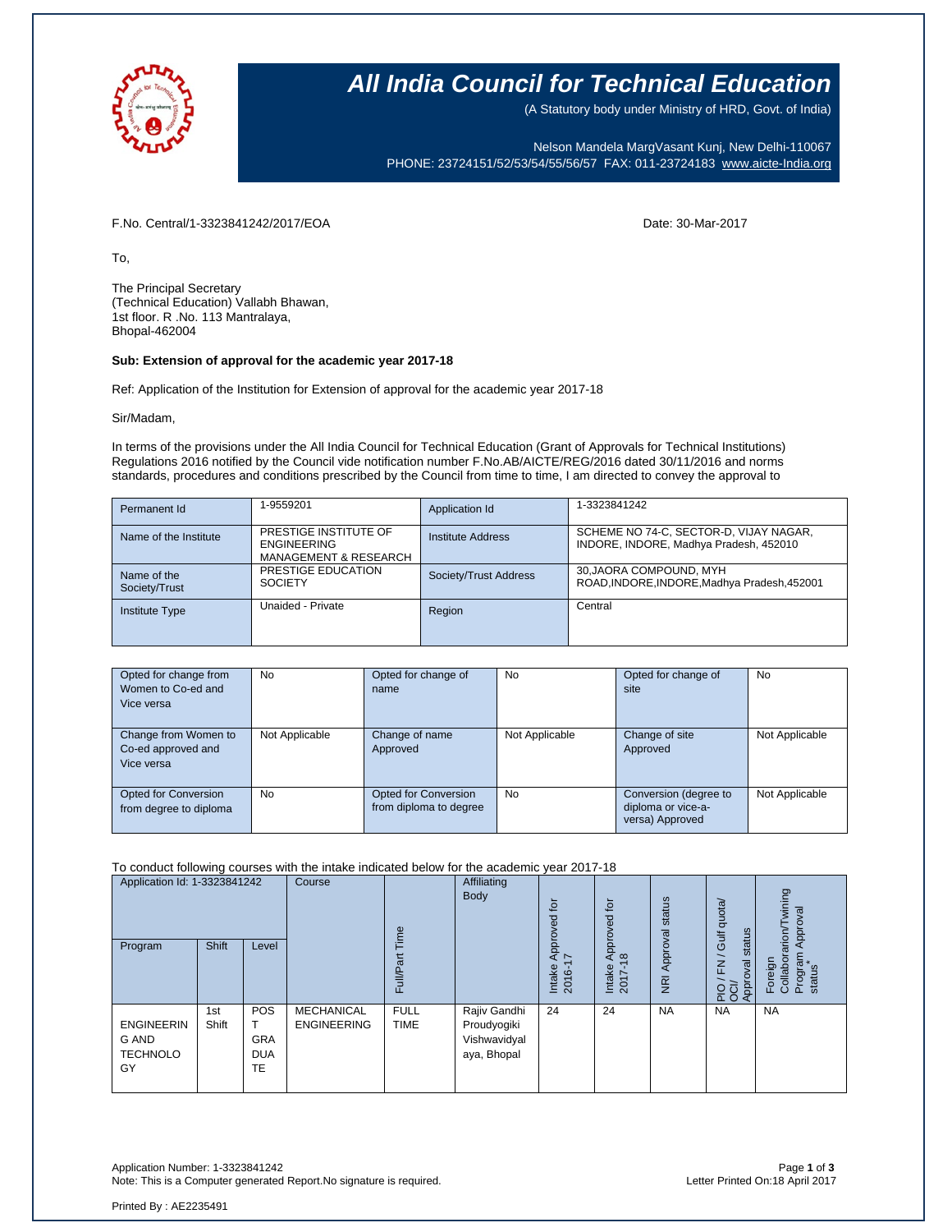# All India Council for Technical Education

(A Statutory body under Ministry of HRD, Govt. of India)

Nelson Mandela MargVasant Kunj, New Delhi-110067
PHONE: 23724151/52/53/54/55/56/57 FAX: 011-23724183 www.aicte-India.org

F.No. Central/1-3323841242/2017/EOA

Date: 30-Mar-2017

To,

The Principal Secretary
(Technical Education) Vallabh Bhawan,
1st floor. R .No. 113 Mantralaya,
Bhopal-462004

**Sub: Extension of approval for the academic year 2017-18**

Ref: Application of the Institution for Extension of approval for the academic year 2017-18

Sir/Madam,

In terms of the provisions under the All India Council for Technical Education (Grant of Approvals for Technical Institutions) Regulations 2016 notified by the Council vide notification number F.No.AB/AICTE/REG/2016 dated 30/11/2016 and norms standards, procedures and conditions prescribed by the Council from time to time, I am directed to convey the approval to

| Permanent Id | 1-9559201 | Application Id | 1-3323841242 |
|---|---|---|---|
| Name of the Institute | PRESTIGE INSTITUTE OF ENGINEERING MANAGEMENT & RESEARCH | Institute Address | SCHEME NO 74-C, SECTOR-D, VIJAY NAGAR, INDORE, INDORE, Madhya Pradesh, 452010 |
| Name of the Society/Trust | PRESTIGE EDUCATION SOCIETY | Society/Trust Address | 30,JAORA COMPOUND, MYH ROAD,INDORE,INDORE,Madhya Pradesh,452001 |
| Institute Type | Unaided - Private | Region | Central |

| Opted for change from Women to Co-ed and Vice versa | No | Opted for change of name | No | Opted for change of site | No |
|---|---|---|---|---|---|
| Change from Women to Co-ed approved and Vice versa | Not Applicable | Change of name Approved | Not Applicable | Change of site Approved | Not Applicable |
| Opted for Conversion from degree to diploma | No | Opted for Conversion from diploma to degree | No | Conversion (degree to diploma or vice-a-versa) Approved | Not Applicable |

To conduct following courses with the intake indicated below for the academic year 2017-18

| Application Id: 1-3323841242 | | | Course | Full/Part Time | Affiliating Body | Intake Approved for 2016-17 | Intake Approved for 2017-18 | NRI Approval status | PIO / FN / Gulf quota/ OCI/ Approval status | Foreign Collaboration/Twining Program Approval status* |
|---|---|---|---|---|---|---|---|---|---|---|
| Program | Shift | Level | | | | | | | | |
| ENGINEERING AND TECHNOLOGY | 1st Shift | POST GRADUATE | MECHANICAL ENGINEERING | FULL TIME | Rajiv Gandhi Proudyogiki Vishwavidyalaya, Bhopal | 24 | 24 | NA | NA | NA |

Application Number: 1-3323841242
Note: This is a Computer generated Report.No signature is required.

Letter Printed On:18 April 2017

Printed By : AE2235491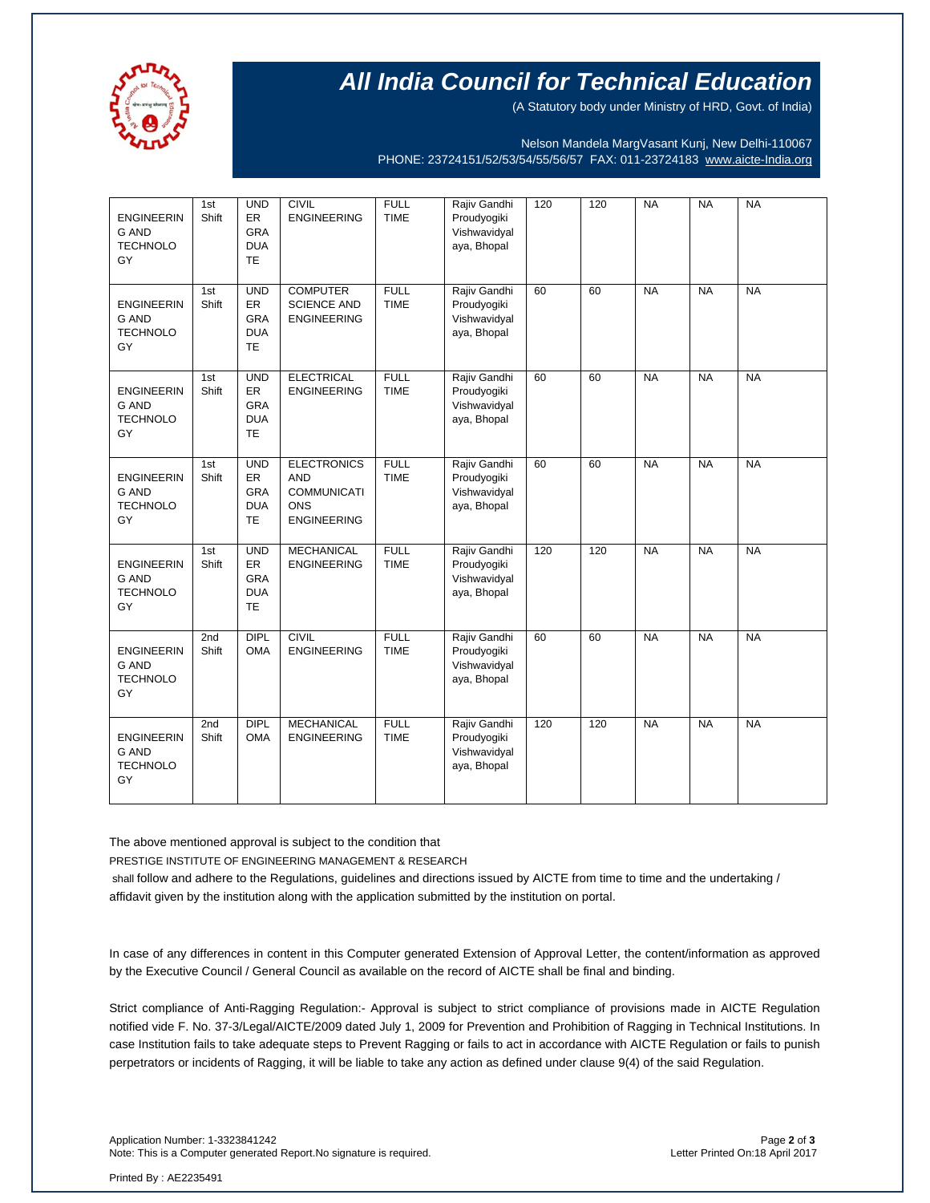# All India Council for Technical Education

(A Statutory body under Ministry of HRD, Govt. of India)

Nelson Mandela MargVasant Kunj, New Delhi-110067
PHONE: 23724151/52/53/54/55/56/57 FAX: 011-23724183 www.aicte-India.org

| | | | | | | | | | | |
|---|---|---|---|---|---|---|---|---|---|---|
| ENGINEERING AND TECHNOLOGY | 1st Shift | UNDER GRADUATE | CIVIL ENGINEERING | FULL TIME | Rajiv Gandhi Proudyogiki Vishwavidyalaya, Bhopal | 120 | 120 | NA | NA | NA |
| ENGINEERING AND TECHNOLOGY | 1st Shift | UNDER GRADUATE | COMPUTER SCIENCE AND ENGINEERING | FULL TIME | Rajiv Gandhi Proudyogiki Vishwavidyalaya, Bhopal | 60 | 60 | NA | NA | NA |
| ENGINEERING AND TECHNOLOGY | 1st Shift | UNDER GRADUATE | ELECTRICAL ENGINEERING | FULL TIME | Rajiv Gandhi Proudyogiki Vishwavidyalaya, Bhopal | 60 | 60 | NA | NA | NA |
| ENGINEERING AND TECHNOLOGY | 1st Shift | UNDER GRADUATE | ELECTRONICS AND COMMUNICATIONS ENGINEERING | FULL TIME | Rajiv Gandhi Proudyogiki Vishwavidyalaya, Bhopal | 60 | 60 | NA | NA | NA |
| ENGINEERING AND TECHNOLOGY | 1st Shift | UNDER GRADUATE | MECHANICAL ENGINEERING | FULL TIME | Rajiv Gandhi Proudyogiki Vishwavidyalaya, Bhopal | 120 | 120 | NA | NA | NA |
| ENGINEERING AND TECHNOLOGY | 2nd Shift | DIPLOMA | CIVIL ENGINEERING | FULL TIME | Rajiv Gandhi Proudyogiki Vishwavidyalaya, Bhopal | 60 | 60 | NA | NA | NA |
| ENGINEERING AND TECHNOLOGY | 2nd Shift | DIPLOMA | MECHANICAL ENGINEERING | FULL TIME | Rajiv Gandhi Proudyogiki Vishwavidyalaya, Bhopal | 120 | 120 | NA | NA | NA |

The above mentioned approval is subject to the condition that

PRESTIGE INSTITUTE OF ENGINEERING MANAGEMENT & RESEARCH

shall follow and adhere to the Regulations, guidelines and directions issued by AICTE from time to time and the undertaking / affidavit given by the institution along with the application submitted by the institution on portal.

In case of any differences in content in this Computer generated Extension of Approval Letter, the content/information as approved by the Executive Council / General Council as available on the record of AICTE shall be final and binding.

Strict compliance of Anti-Ragging Regulation:- Approval is subject to strict compliance of provisions made in AICTE Regulation notified vide F. No. 37-3/Legal/AICTE/2009 dated July 1, 2009 for Prevention and Prohibition of Ragging in Technical Institutions. In case Institution fails to take adequate steps to Prevent Ragging or fails to act in accordance with AICTE Regulation or fails to punish perpetrators or incidents of Ragging, it will be liable to take any action as defined under clause 9(4) of the said Regulation.

Application Number: 1-3323841242
Note: This is a Computer generated Report.No signature is required.

Letter Printed On:18 April 2017

Printed By : AE2235491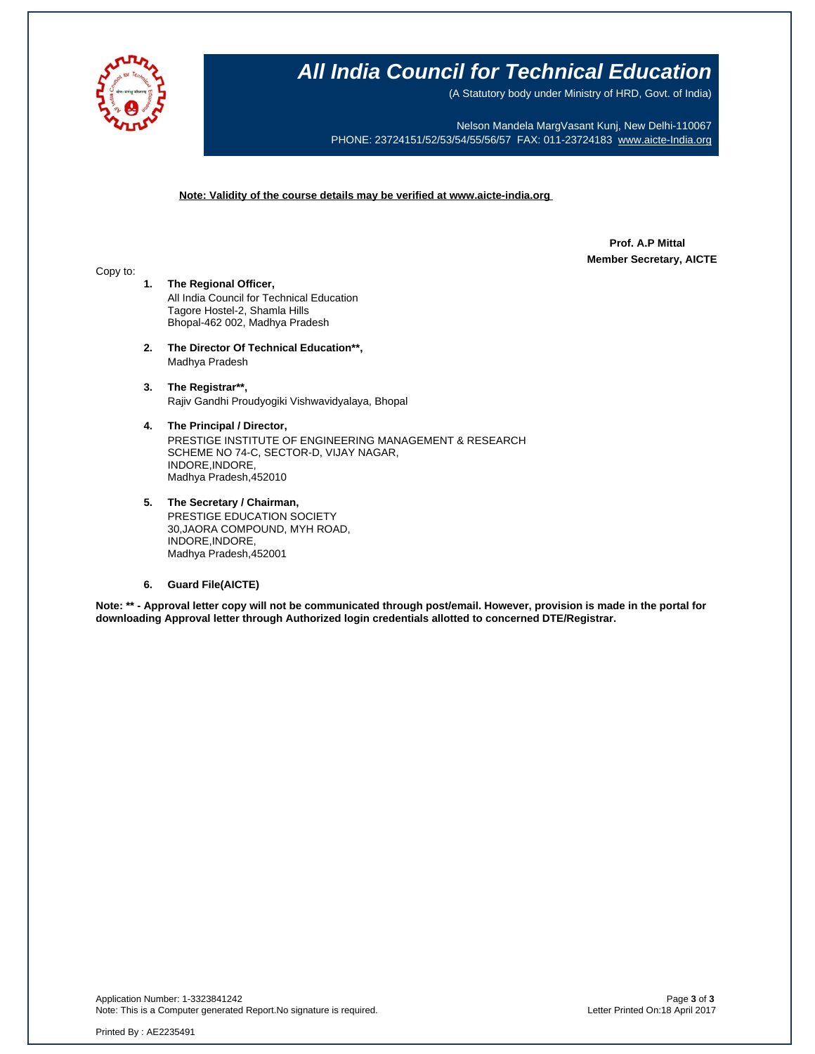# All India Council for Technical Education

(A Statutory body under Ministry of HRD, Govt. of India)

Nelson Mandela MargVasant Kunj, New Delhi-110067
PHONE: 23724151/52/53/54/55/56/57 FAX: 011-23724183 www.aicte-India.org

**Note: Validity of the course details may be verified at www.aicte-india.org**

**Prof. A.P Mittal**
**Member Secretary, AICTE**

Copy to:

1. **The Regional Officer,**
   All India Council for Technical Education
   Tagore Hostel-2, Shamla Hills
   Bhopal-462 002, Madhya Pradesh

2. **The Director Of Technical Education\*\*,**
   Madhya Pradesh

3. **The Registrar\*\*,**
   Rajiv Gandhi Proudyogiki Vishwavidyalaya, Bhopal

4. **The Principal / Director,**
   PRESTIGE INSTITUTE OF ENGINEERING MANAGEMENT & RESEARCH
   SCHEME NO 74-C, SECTOR-D, VIJAY NAGAR,
   INDORE,INDORE,
   Madhya Pradesh,452010

5. **The Secretary / Chairman,**
   PRESTIGE EDUCATION SOCIETY
   30,JAORA COMPOUND, MYH ROAD,
   INDORE,INDORE,
   Madhya Pradesh,452001

6. **Guard File(AICTE)**

**Note: \*\* - Approval letter copy will not be communicated through post/email. However, provision is made in the portal for downloading Approval letter through Authorized login credentials allotted to concerned DTE/Registrar.**

Application Number: 1-3323841242
Note: This is a Computer generated Report.No signature is required.

Letter Printed On:18 April 2017

Printed By : AE2235491